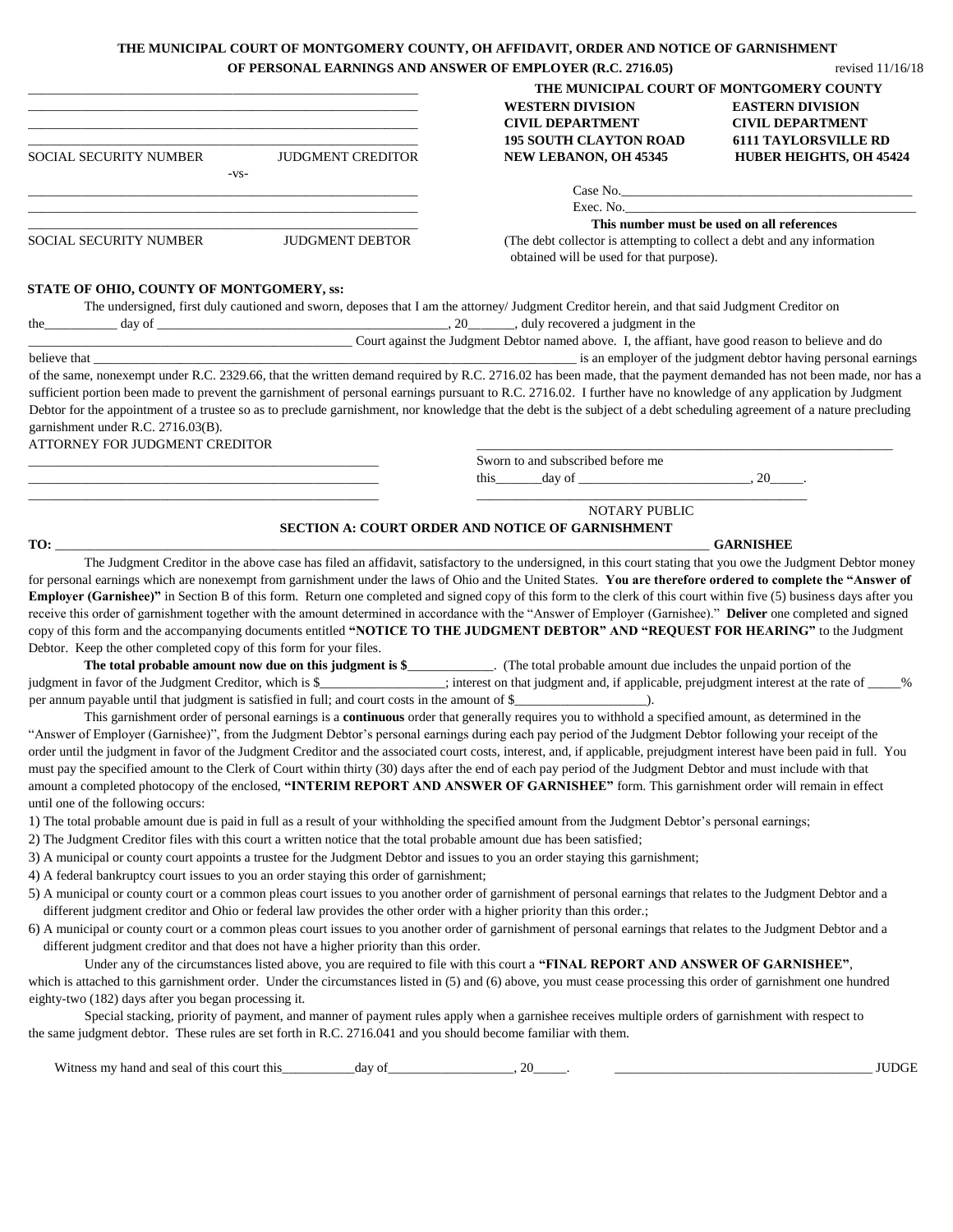**THE MUNICIPAL COURT OF MONTGOMERY COUNTY, OH AFFIDAVIT, ORDER AND NOTICE OF GARNISHMENT OF PERSONAL EARNINGS AND ANSWER OF EMPLOYER (R.C. 2716.05)**

revised 11/16/18

| | |
|---|---|
| ____________________________________________ | **THE MUNICIPAL COURT OF MONTGOMERY COUNTY** |
| ____________________________________________ | **WESTERN DIVISION** — **EASTERN DIVISION** |
| ____________________________________________ | **CIVIL DEPARTMENT** — **CIVIL DEPARTMENT** |
| ____________________________________________ | **195 SOUTH CLAYTON ROAD** — **6111 TAYLORSVILLE RD** |
| SOCIAL SECURITY NUMBER    JUDGMENT CREDITOR | **NEW LEBANON, OH 45345** — **HUBER HEIGHTS, OH 45424** |

-vs-

| | |
|---|---|
| ____________________________________________ | Case No.______________________________ |
| ____________________________________________ | Exec. No.______________________________ |
| ____________________________________________ | **This number must be used on all references** |
| SOCIAL SECURITY NUMBER    JUDGMENT DEBTOR | (The debt collector is attempting to collect a debt and any information obtained will be used for that purpose). |

**STATE OF OHIO, COUNTY OF MONTGOMERY, ss:**

The undersigned, first duly cautioned and sworn, deposes that I am the attorney/ Judgment Creditor herein, and that said Judgment Creditor on the__________ day of ________________________________________, 20______, duly recovered a judgment in the ______________________________________________ Court against the Judgment Debtor named above. I, the affiant, have good reason to believe and do believe that ______________________________________________________________________ is an employer of the judgment debtor having personal earnings of the same, nonexempt under R.C. 2329.66, that the written demand required by R.C. 2716.02 has been made, that the payment demanded has not been made, nor has a sufficient portion been made to prevent the garnishment of personal earnings pursuant to R.C. 2716.02. I further have no knowledge of any application by Judgment Debtor for the appointment of a trustee so as to preclude garnishment, nor knowledge that the debt is the subject of a debt scheduling agreement of a nature precluding garnishment under R.C. 2716.03(B).

ATTORNEY FOR JUDGMENT CREDITOR

______________________________________________

______________________________________________

______________________________________________

______________________________________________

Sworn to and subscribed before me

this_______day of __________________________, 20_____.

______________________________________________

NOTARY PUBLIC

## SECTION A: COURT ORDER AND NOTICE OF GARNISHMENT

**TO:** ______________________________________________________________________________ **GARNISHEE**

The Judgment Creditor in the above case has filed an affidavit, satisfactory to the undersigned, in this court stating that you owe the Judgment Debtor money for personal earnings which are nonexempt from garnishment under the laws of Ohio and the United States. **You are therefore ordered to complete the "Answer of Employer (Garnishee)"** in Section B of this form. Return one completed and signed copy of this form to the clerk of this court within five (5) business days after you receive this order of garnishment together with the amount determined in accordance with the "Answer of Employer (Garnishee)." **Deliver** one completed and signed copy of this form and the accompanying documents entitled **"NOTICE TO THE JUDGMENT DEBTOR" AND "REQUEST FOR HEARING"** to the Judgment Debtor. Keep the other completed copy of this form for your files.

**The total probable amount now due on this judgment is $**____________. (The total probable amount due includes the unpaid portion of the judgment in favor of the Judgment Creditor, which is $__________________; interest on that judgment and, if applicable, prejudgment interest at the rate of _____% per annum payable until that judgment is satisfied in full; and court costs in the amount of $___________________).

This garnishment order of personal earnings is a **continuous** order that generally requires you to withhold a specified amount, as determined in the "Answer of Employer (Garnishee)", from the Judgment Debtor's personal earnings during each pay period of the Judgment Debtor following your receipt of the order until the judgment in favor of the Judgment Creditor and the associated court costs, interest, and, if applicable, prejudgment interest have been paid in full. You must pay the specified amount to the Clerk of Court within thirty (30) days after the end of each pay period of the Judgment Debtor and must include with that amount a completed photocopy of the enclosed, **"INTERIM REPORT AND ANSWER OF GARNISHEE"** form. This garnishment order will remain in effect until one of the following occurs:

1) The total probable amount due is paid in full as a result of your withholding the specified amount from the Judgment Debtor's personal earnings;
2) The Judgment Creditor files with this court a written notice that the total probable amount due has been satisfied;
3) A municipal or county court appoints a trustee for the Judgment Debtor and issues to you an order staying this garnishment;
4) A federal bankruptcy court issues to you an order staying this order of garnishment;
5) A municipal or county court or a common pleas court issues to you another order of garnishment of personal earnings that relates to the Judgment Debtor and a different judgment creditor and Ohio or federal law provides the other order with a higher priority than this order.;
6) A municipal or county court or a common pleas court issues to you another order of garnishment of personal earnings that relates to the Judgment Debtor and a different judgment creditor and that does not have a higher priority than this order.

Under any of the circumstances listed above, you are required to file with this court a **"FINAL REPORT AND ANSWER OF GARNISHEE"**, which is attached to this garnishment order. Under the circumstances listed in (5) and (6) above, you must cease processing this order of garnishment one hundred eighty-two (182) days after you began processing it.

Special stacking, priority of payment, and manner of payment rules apply when a garnishee receives multiple orders of garnishment with respect to the same judgment debtor. These rules are set forth in R.C. 2716.041 and you should become familiar with them.

Witness my hand and seal of this court this__________day of__________________, 20_____.    ________________________________________ JUDGE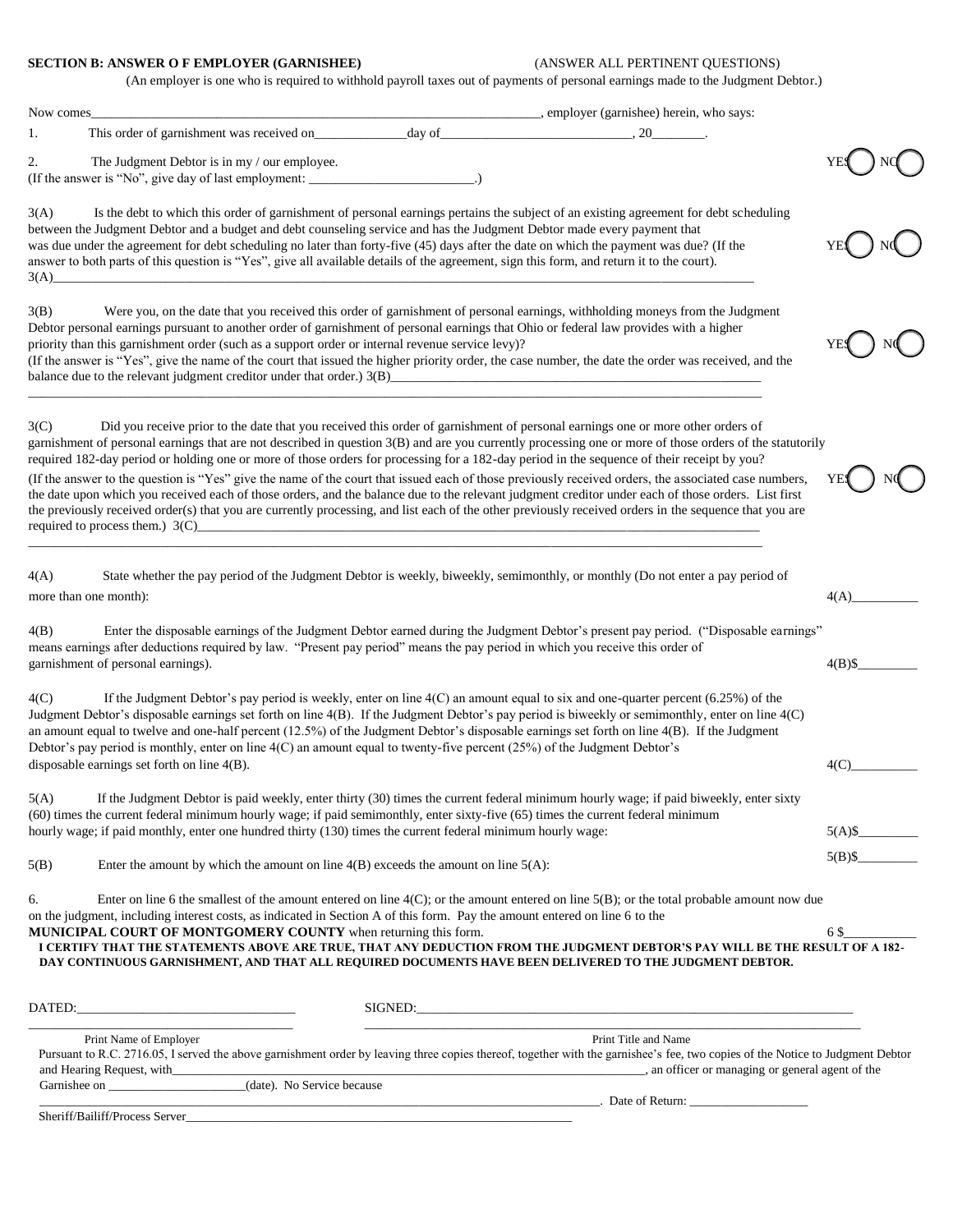**SECTION B: ANSWER O F EMPLOYER (GARNISHEE)** (ANSWER ALL PERTINENT QUESTIONS)

(An employer is one who is required to withhold payroll taxes out of payments of personal earnings made to the Judgment Debtor.)

Now comes\_\_\_\_\_\_\_\_\_\_\_\_\_\_\_\_\_\_\_\_\_\_\_\_\_\_\_\_\_\_\_\_\_\_\_\_\_\_\_\_\_\_\_\_\_\_\_\_\_\_\_\_\_\_\_\_\_\_\_\_\_\_\_\_\_\_, employer (garnishee) herein, who says:

1. This order of garnishment was received on\_\_\_\_\_\_\_\_\_\_\_\_\_\_day of\_\_\_\_\_\_\_\_\_\_\_\_\_\_\_\_\_\_\_\_\_\_\_\_\_\_\_\_\_, 20\_\_\_\_\_\_\_\_.

2. The Judgment Debtor is in my / our employee. YES ◯ NO ◯
(If the answer is "No", give day of last employment: \_\_\_\_\_\_\_\_\_\_\_\_\_\_\_\_\_\_\_\_\_\_\_\_\_.)

3(A) Is the debt to which this order of garnishment of personal earnings pertains the subject of an existing agreement for debt scheduling between the Judgment Debtor and a budget and debt counseling service and has the Judgment Debtor made every payment that was due under the agreement for debt scheduling no later than forty-five (45) days after the date on which the payment was due? (If the answer to both parts of this question is "Yes", give all available details of the agreement, sign this form, and return it to the court). YES ◯ NO ◯
3(A)\_\_\_\_\_\_\_\_\_\_\_\_\_\_\_\_\_\_\_\_\_\_\_\_\_\_\_\_\_\_\_\_\_\_\_\_\_\_\_\_\_\_\_\_\_\_\_\_\_\_\_\_\_\_\_\_\_\_\_\_\_\_\_\_\_\_\_\_\_\_\_\_\_\_\_\_\_\_\_\_\_\_\_\_\_\_\_\_\_\_\_\_\_\_\_\_\_\_\_\_\_\_\_\_

3(B) Were you, on the date that you received this order of garnishment of personal earnings, withholding moneys from the Judgment Debtor personal earnings pursuant to another order of garnishment of personal earnings that Ohio or federal law provides with a higher priority than this garnishment order (such as a support order or internal revenue service levy)? YES ◯ NO ◯
(If the answer is "Yes", give the name of the court that issued the higher priority order, the case number, the date the order was received, and the balance due to the relevant judgment creditor under that order.) 3(B)\_\_\_\_\_\_\_\_\_\_\_\_\_\_\_\_\_\_\_\_\_\_\_\_\_\_\_\_\_\_\_\_\_\_\_\_\_\_\_\_\_\_\_\_\_\_\_\_\_\_\_\_\_\_\_\_\_\_
\_\_\_\_\_\_\_\_\_\_\_\_\_\_\_\_\_\_\_\_\_\_\_\_\_\_\_\_\_\_\_\_\_\_\_\_\_\_\_\_\_\_\_\_\_\_\_\_\_\_\_\_\_\_\_\_\_\_\_\_\_\_\_\_\_\_\_\_\_\_\_\_\_\_\_\_\_\_\_\_\_\_\_\_\_\_\_\_\_\_\_\_\_\_\_\_\_\_\_\_\_\_\_\_

3(C) Did you receive prior to the date that you received this order of garnishment of personal earnings one or more other orders of garnishment of personal earnings that are not described in question 3(B) and are you currently processing one or more of those orders of the statutorily required 182-day period or holding one or more of those orders for processing for a 182-day period in the sequence of their receipt by you? YES ◯ NO ◯
(If the answer to the question is "Yes" give the name of the court that issued each of those previously received orders, the associated case numbers, the date upon which you received each of those orders, and the balance due to the relevant judgment creditor under each of those orders. List first the previously received order(s) that you are currently processing, and list each of the other previously received orders in the sequence that you are required to process them.) 3(C)\_\_\_\_\_\_\_\_\_\_\_\_\_\_\_\_\_\_\_\_\_\_\_\_\_\_\_\_\_\_\_\_\_\_\_\_\_\_\_\_\_\_\_\_\_\_\_\_\_\_\_\_\_\_\_\_\_\_\_\_\_\_\_\_\_\_\_\_\_\_\_\_\_\_
\_\_\_\_\_\_\_\_\_\_\_\_\_\_\_\_\_\_\_\_\_\_\_\_\_\_\_\_\_\_\_\_\_\_\_\_\_\_\_\_\_\_\_\_\_\_\_\_\_\_\_\_\_\_\_\_\_\_\_\_\_\_\_\_\_\_\_\_\_\_\_\_\_\_\_\_\_\_\_\_\_\_\_\_\_\_\_\_\_\_\_\_\_\_\_\_\_\_\_\_\_\_\_\_

4(A) State whether the pay period of the Judgment Debtor is weekly, biweekly, semimonthly, or monthly (Do not enter a pay period of more than one month): 4(A)\_\_\_\_\_\_\_\_\_\_

4(B) Enter the disposable earnings of the Judgment Debtor earned during the Judgment Debtor's present pay period. ("Disposable earnings" means earnings after deductions required by law. "Present pay period" means the pay period in which you receive this order of garnishment of personal earnings). 4(B)$\_\_\_\_\_\_\_\_\_

4(C) If the Judgment Debtor's pay period is weekly, enter on line 4(C) an amount equal to six and one-quarter percent (6.25%) of the Judgment Debtor's disposable earnings set forth on line 4(B). If the Judgment Debtor's pay period is biweekly or semimonthly, enter on line 4(C) an amount equal to twelve and one-half percent (12.5%) of the Judgment Debtor's disposable earnings set forth on line 4(B). If the Judgment Debtor's pay period is monthly, enter on line 4(C) an amount equal to twenty-five percent (25%) of the Judgment Debtor's disposable earnings set forth on line 4(B). 4(C)\_\_\_\_\_\_\_\_\_\_

5(A) If the Judgment Debtor is paid weekly, enter thirty (30) times the current federal minimum hourly wage; if paid biweekly, enter sixty (60) times the current federal minimum hourly wage; if paid semimonthly, enter sixty-five (65) times the current federal minimum hourly wage; if paid monthly, enter one hundred thirty (130) times the current federal minimum hourly wage: 5(A)$\_\_\_\_\_\_\_\_\_

5(B) Enter the amount by which the amount on line 4(B) exceeds the amount on line 5(A): 5(B)$\_\_\_\_\_\_\_\_\_

6. Enter on line 6 the smallest of the amount entered on line 4(C); or the amount entered on line 5(B); or the total probable amount now due on the judgment, including interest costs, as indicated in Section A of this form. Pay the amount entered on line 6 to the **MUNICIPAL COURT OF MONTGOMERY COUNTY** when returning this form. 6 $\_\_\_\_\_\_\_\_\_\_\_

**I CERTIFY THAT THE STATEMENTS ABOVE ARE TRUE, THAT ANY DEDUCTION FROM THE JUDGMENT DEBTOR'S PAY WILL BE THE RESULT OF A 182-DAY CONTINUOUS GARNISHMENT, AND THAT ALL REQUIRED DOCUMENTS HAVE BEEN DELIVERED TO THE JUDGMENT DEBTOR.**

DATED:\_\_\_\_\_\_\_\_\_\_\_\_\_\_\_\_\_\_\_\_\_\_\_\_\_\_\_\_\_\_\_\_\_ SIGNED:\_\_\_\_\_\_\_\_\_\_\_\_\_\_\_\_\_\_\_\_\_\_\_\_\_\_\_\_\_\_\_\_\_\_\_\_\_\_\_\_\_\_\_\_\_\_\_\_\_\_\_\_\_\_\_\_\_\_\_\_\_\_\_\_\_\_\_\_

\_\_\_\_\_\_\_\_\_\_\_\_\_\_\_\_\_\_\_\_\_\_\_\_\_\_\_\_\_\_\_\_\_\_\_\_\_\_ \_\_\_\_\_\_\_\_\_\_\_\_\_\_\_\_\_\_\_\_\_\_\_\_\_\_\_\_\_\_\_\_\_\_\_\_\_\_\_\_\_\_\_\_\_\_\_\_\_\_\_\_\_\_\_\_\_\_\_\_\_\_\_\_\_\_\_\_\_\_\_\_\_\_\_\_\_\_\_
Print Name of Employer Print Title and Name

Pursuant to R.C. 2716.05, I served the above garnishment order by leaving three copies thereof, together with the garnishee's fee, two copies of the Notice to Judgment Debtor and Hearing Request, with\_\_\_\_\_\_\_\_\_\_\_\_\_\_\_\_\_\_\_\_\_\_\_\_\_\_\_\_\_\_\_\_\_\_\_\_\_\_\_\_\_\_\_\_\_\_\_\_\_\_\_\_\_\_\_\_\_\_\_\_\_\_\_\_\_\_\_\_\_\_\_\_\_\_\_, an officer or managing or general agent of the Garnishee on \_\_\_\_\_\_\_\_\_\_\_\_\_\_\_\_\_\_\_\_\_\_(date). No Service because
\_\_\_\_\_\_\_\_\_\_\_\_\_\_\_\_\_\_\_\_\_\_\_\_\_\_\_\_\_\_\_\_\_\_\_\_\_\_\_\_\_\_\_\_\_\_\_\_\_\_\_\_\_\_\_\_\_\_\_\_\_\_\_\_\_\_\_\_\_\_\_\_\_\_\_\_\_\_\_\_\_\_\_\_\_\_\_\_\_. Date of Return: \_\_\_\_\_\_\_\_\_\_\_\_\_\_\_\_\_\_\_

Sheriff/Bailiff/Process Server\_\_\_\_\_\_\_\_\_\_\_\_\_\_\_\_\_\_\_\_\_\_\_\_\_\_\_\_\_\_\_\_\_\_\_\_\_\_\_\_\_\_\_\_\_\_\_\_\_\_\_\_\_\_\_\_\_\_\_\_\_\_\_\_\_